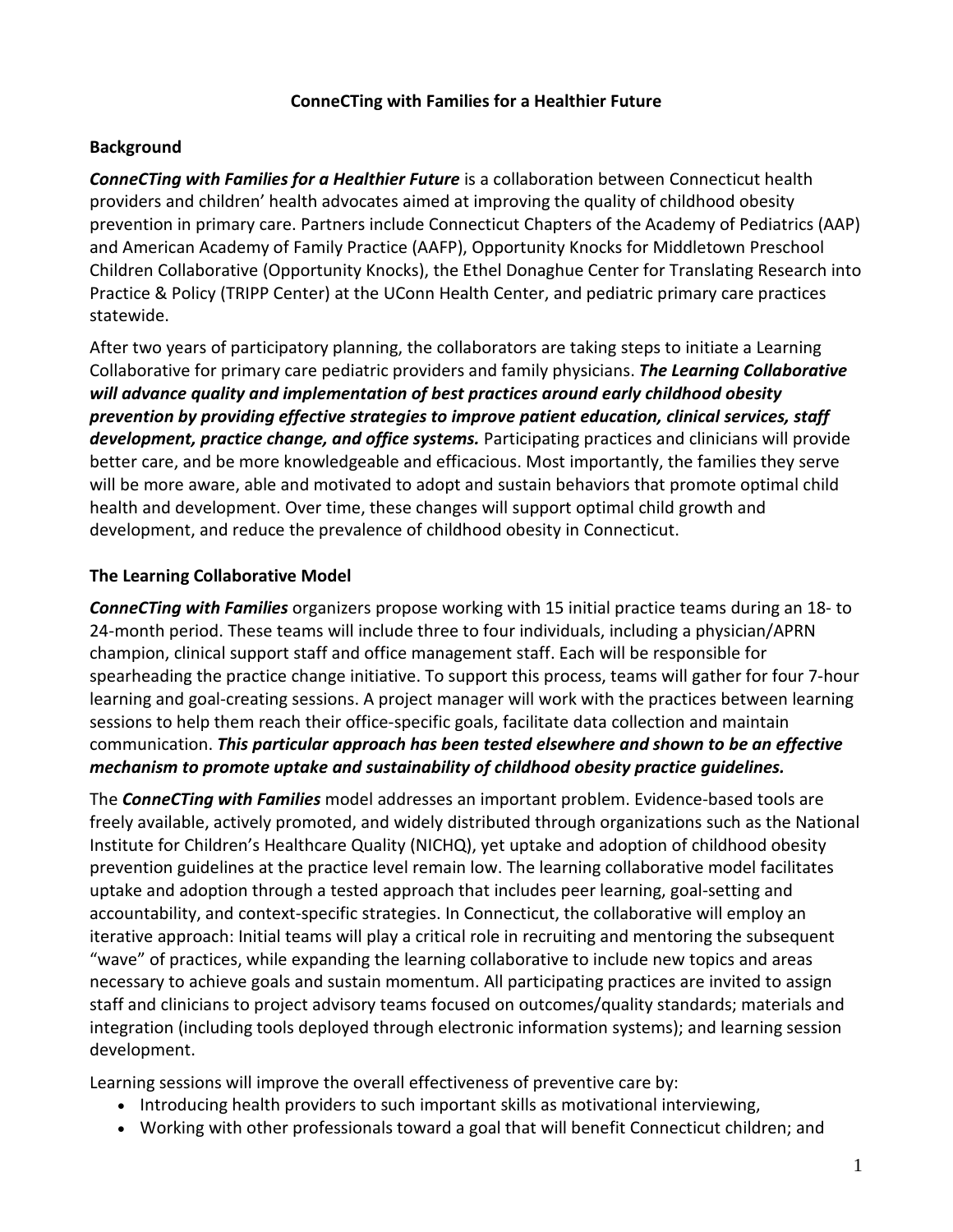# ConneCTing with Families for a Healthier Future

## Background

***ConneCTing with Families for a Healthier Future*** is a collaboration between Connecticut health providers and children' health advocates aimed at improving the quality of childhood obesity prevention in primary care. Partners include Connecticut Chapters of the Academy of Pediatrics (AAP) and American Academy of Family Practice (AAFP), Opportunity Knocks for Middletown Preschool Children Collaborative (Opportunity Knocks), the Ethel Donaghue Center for Translating Research into Practice & Policy (TRIPP Center) at the UConn Health Center, and pediatric primary care practices statewide.

After two years of participatory planning, the collaborators are taking steps to initiate a Learning Collaborative for primary care pediatric providers and family physicians. ***The Learning Collaborative will advance quality and implementation of best practices around early childhood obesity prevention by providing effective strategies to improve patient education, clinical services, staff development, practice change, and office systems.*** Participating practices and clinicians will provide better care, and be more knowledgeable and efficacious. Most importantly, the families they serve will be more aware, able and motivated to adopt and sustain behaviors that promote optimal child health and development. Over time, these changes will support optimal child growth and development, and reduce the prevalence of childhood obesity in Connecticut.

## The Learning Collaborative Model

***ConneCTing with Families*** organizers propose working with 15 initial practice teams during an 18- to 24-month period. These teams will include three to four individuals, including a physician/APRN champion, clinical support staff and office management staff. Each will be responsible for spearheading the practice change initiative. To support this process, teams will gather for four 7-hour learning and goal-creating sessions. A project manager will work with the practices between learning sessions to help them reach their office-specific goals, facilitate data collection and maintain communication. ***This particular approach has been tested elsewhere and shown to be an effective mechanism to promote uptake and sustainability of childhood obesity practice guidelines.***

The ***ConneCTing with Families*** model addresses an important problem. Evidence-based tools are freely available, actively promoted, and widely distributed through organizations such as the National Institute for Children's Healthcare Quality (NICHQ), yet uptake and adoption of childhood obesity prevention guidelines at the practice level remain low. The learning collaborative model facilitates uptake and adoption through a tested approach that includes peer learning, goal-setting and accountability, and context-specific strategies. In Connecticut, the collaborative will employ an iterative approach: Initial teams will play a critical role in recruiting and mentoring the subsequent "wave" of practices, while expanding the learning collaborative to include new topics and areas necessary to achieve goals and sustain momentum. All participating practices are invited to assign staff and clinicians to project advisory teams focused on outcomes/quality standards; materials and integration (including tools deployed through electronic information systems); and learning session development.

Learning sessions will improve the overall effectiveness of preventive care by:

- Introducing health providers to such important skills as motivational interviewing,
- Working with other professionals toward a goal that will benefit Connecticut children; and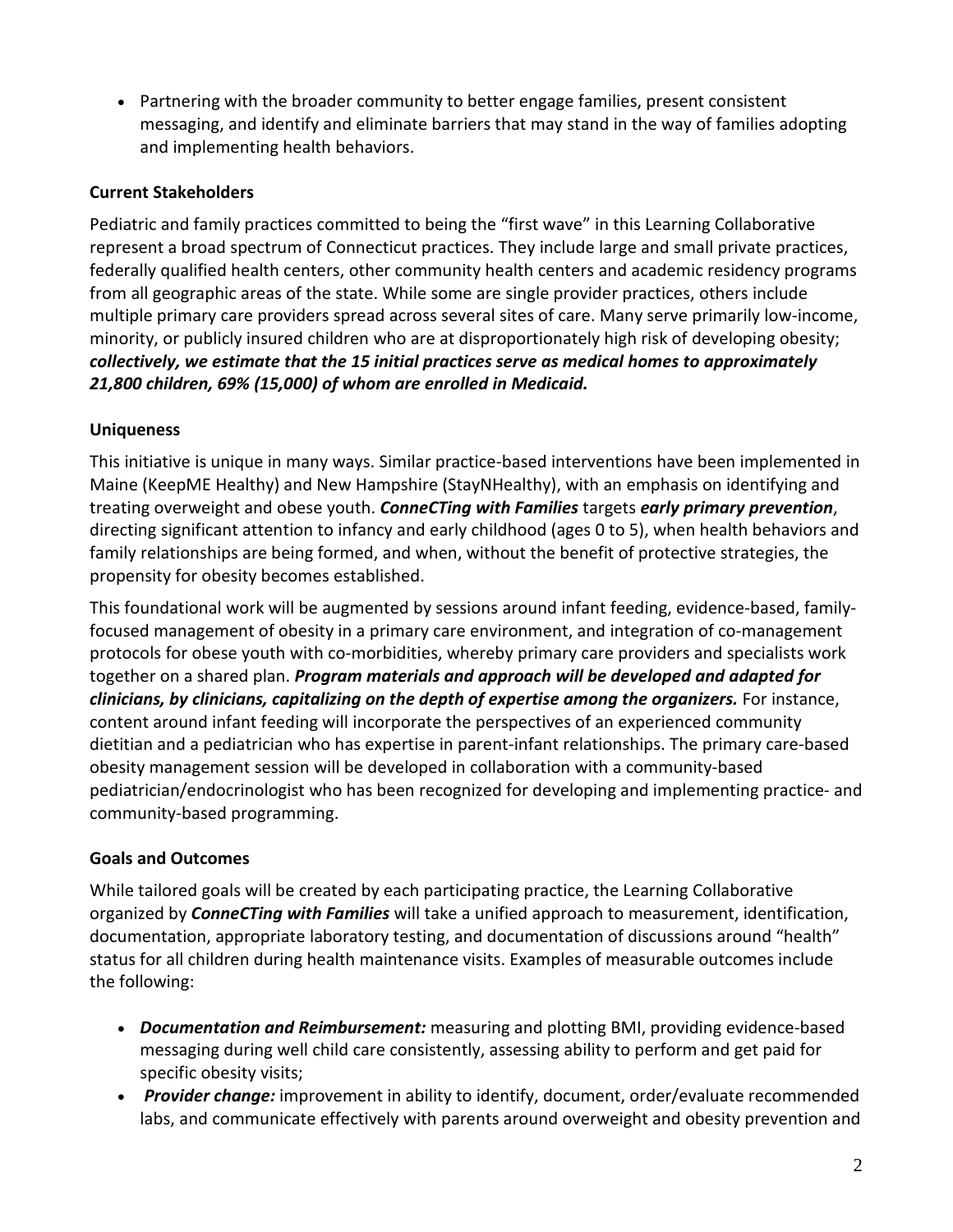- Partnering with the broader community to better engage families, present consistent messaging, and identify and eliminate barriers that may stand in the way of families adopting and implementing health behaviors.

### Current Stakeholders

Pediatric and family practices committed to being the "first wave" in this Learning Collaborative represent a broad spectrum of Connecticut practices. They include large and small private practices, federally qualified health centers, other community health centers and academic residency programs from all geographic areas of the state. While some are single provider practices, others include multiple primary care providers spread across several sites of care. Many serve primarily low-income, minority, or publicly insured children who are at disproportionately high risk of developing obesity; ***collectively, we estimate that the 15 initial practices serve as medical homes to approximately 21,800 children, 69% (15,000) of whom are enrolled in Medicaid.***

### Uniqueness

This initiative is unique in many ways. Similar practice-based interventions have been implemented in Maine (KeepME Healthy) and New Hampshire (StayNHealthy), with an emphasis on identifying and treating overweight and obese youth. ***ConneCTing with Families*** targets ***early primary prevention***, directing significant attention to infancy and early childhood (ages 0 to 5), when health behaviors and family relationships are being formed, and when, without the benefit of protective strategies, the propensity for obesity becomes established.

This foundational work will be augmented by sessions around infant feeding, evidence-based, family-focused management of obesity in a primary care environment, and integration of co-management protocols for obese youth with co-morbidities, whereby primary care providers and specialists work together on a shared plan. ***Program materials and approach will be developed and adapted for clinicians, by clinicians, capitalizing on the depth of expertise among the organizers.*** For instance, content around infant feeding will incorporate the perspectives of an experienced community dietitian and a pediatrician who has expertise in parent-infant relationships. The primary care-based obesity management session will be developed in collaboration with a community-based pediatrician/endocrinologist who has been recognized for developing and implementing practice- and community-based programming.

### Goals and Outcomes

While tailored goals will be created by each participating practice, the Learning Collaborative organized by ***ConneCTing with Families*** will take a unified approach to measurement, identification, documentation, appropriate laboratory testing, and documentation of discussions around "health" status for all children during health maintenance visits. Examples of measurable outcomes include the following:

- ***Documentation and Reimbursement:*** measuring and plotting BMI, providing evidence-based messaging during well child care consistently, assessing ability to perform and get paid for specific obesity visits;
- ***Provider change:*** improvement in ability to identify, document, order/evaluate recommended labs, and communicate effectively with parents around overweight and obesity prevention and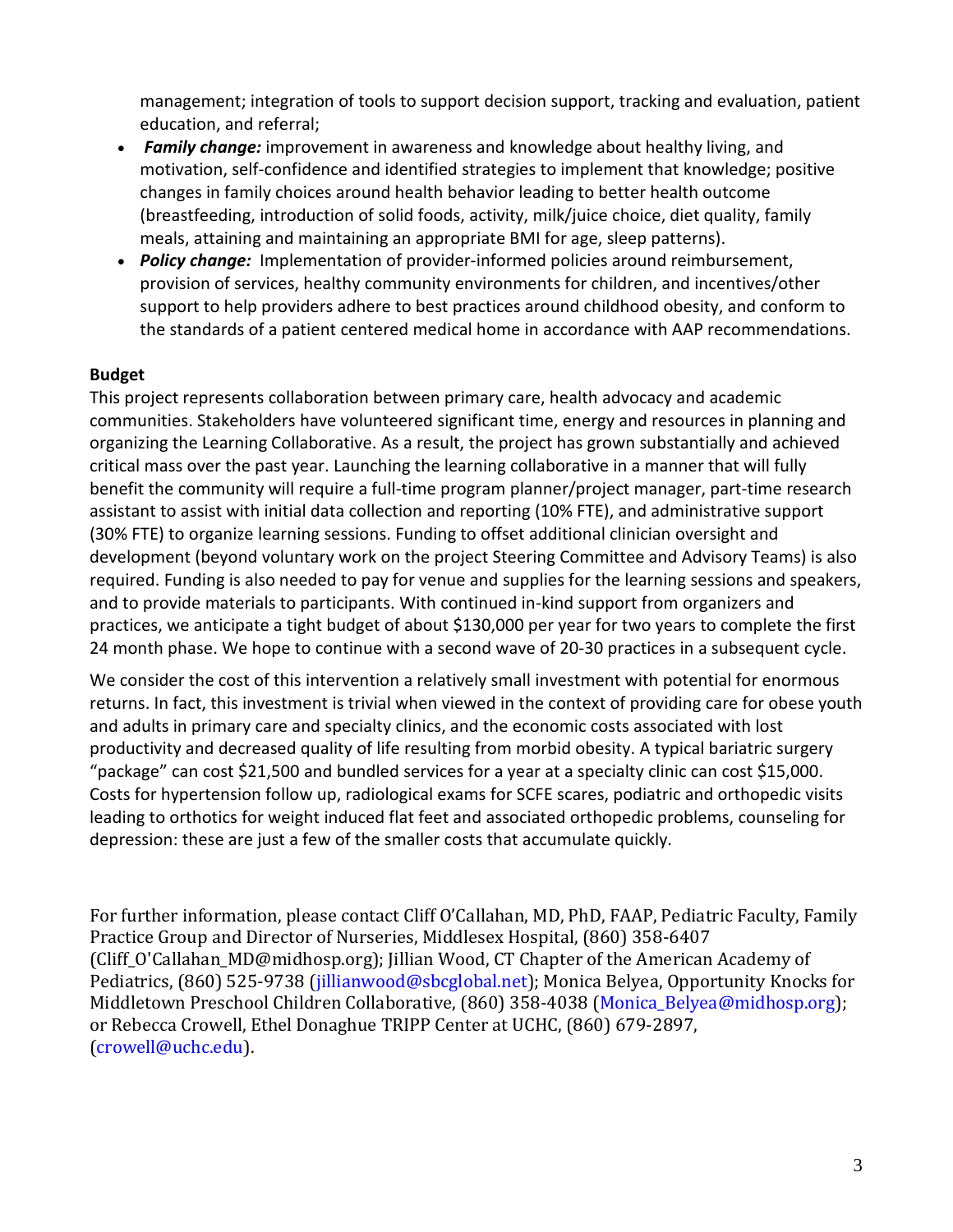management; integration of tools to support decision support, tracking and evaluation, patient education, and referral;

- ***Family change:*** improvement in awareness and knowledge about healthy living, and motivation, self-confidence and identified strategies to implement that knowledge; positive changes in family choices around health behavior leading to better health outcome (breastfeeding, introduction of solid foods, activity, milk/juice choice, diet quality, family meals, attaining and maintaining an appropriate BMI for age, sleep patterns).
- ***Policy change:*** Implementation of provider-informed policies around reimbursement, provision of services, healthy community environments for children, and incentives/other support to help providers adhere to best practices around childhood obesity, and conform to the standards of a patient centered medical home in accordance with AAP recommendations.

**Budget**

This project represents collaboration between primary care, health advocacy and academic communities. Stakeholders have volunteered significant time, energy and resources in planning and organizing the Learning Collaborative. As a result, the project has grown substantially and achieved critical mass over the past year. Launching the learning collaborative in a manner that will fully benefit the community will require a full-time program planner/project manager, part-time research assistant to assist with initial data collection and reporting (10% FTE), and administrative support (30% FTE) to organize learning sessions. Funding to offset additional clinician oversight and development (beyond voluntary work on the project Steering Committee and Advisory Teams) is also required. Funding is also needed to pay for venue and supplies for the learning sessions and speakers, and to provide materials to participants. With continued in-kind support from organizers and practices, we anticipate a tight budget of about $130,000 per year for two years to complete the first 24 month phase. We hope to continue with a second wave of 20-30 practices in a subsequent cycle.

We consider the cost of this intervention a relatively small investment with potential for enormous returns. In fact, this investment is trivial when viewed in the context of providing care for obese youth and adults in primary care and specialty clinics, and the economic costs associated with lost productivity and decreased quality of life resulting from morbid obesity. A typical bariatric surgery "package" can cost $21,500 and bundled services for a year at a specialty clinic can cost $15,000. Costs for hypertension follow up, radiological exams for SCFE scares, podiatric and orthopedic visits leading to orthotics for weight induced flat feet and associated orthopedic problems, counseling for depression: these are just a few of the smaller costs that accumulate quickly.

For further information, please contact Cliff O'Callahan, MD, PhD, FAAP, Pediatric Faculty, Family Practice Group and Director of Nurseries, Middlesex Hospital, (860) 358-6407 (Cliff_O'Callahan_MD@midhosp.org); Jillian Wood, CT Chapter of the American Academy of Pediatrics, (860) 525-9738 (jillianwood@sbcglobal.net); Monica Belyea, Opportunity Knocks for Middletown Preschool Children Collaborative, (860) 358-4038 (Monica_Belyea@midhosp.org); or Rebecca Crowell, Ethel Donaghue TRIPP Center at UCHC, (860) 679-2897, (crowell@uchc.edu).